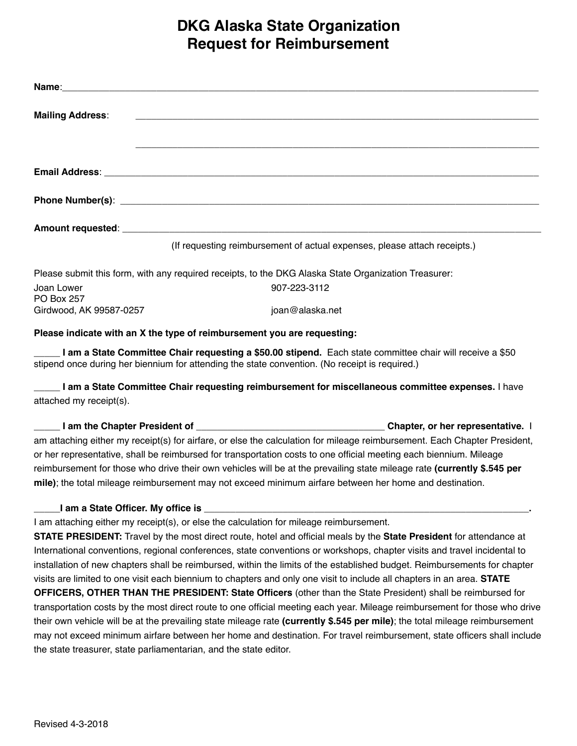# DKG Alaska State Organization
# Request for Reimbursement

**Name**:_______________________________________________________________________________

**Mailing Address**: _______________________________________________________________________

_______________________________________________________________________

**Email Address**: _________________________________________________________________________

**Phone Number(s)**: _______________________________________________________________________

**Amount requested**: ______________________________________________________________________

(If requesting reimbursement of actual expenses, please attach receipts.)

Please submit this form, with any required receipts, to the DKG Alaska State Organization Treasurer:

Joan Lower
PO Box 257
Girdwood, AK 99587-0257

907-223-3112

joan@alaska.net

**Please indicate with an X the type of reimbursement you are requesting:**

_____ **I am a State Committee Chair requesting a $50.00 stipend.** Each state committee chair will receive a $50 stipend once during her biennium for attending the state convention. (No receipt is required.)

_____ **I am a State Committee Chair requesting reimbursement for miscellaneous committee expenses.** I have attached my receipt(s).

_____ **I am the Chapter President of ____________________________________ Chapter, or her representative.** I am attaching either my receipt(s) for airfare, or else the calculation for mileage reimbursement. Each Chapter President, or her representative, shall be reimbursed for transportation costs to one official meeting each biennium. Mileage reimbursement for those who drive their own vehicles will be at the prevailing state mileage rate **(currently $.545 per mile)**; the total mileage reimbursement may not exceed minimum airfare between her home and destination.

_____**I am a State Officer. My office is _______________________________________________________________.**
I am attaching either my receipt(s), or else the calculation for mileage reimbursement.
**STATE PRESIDENT:** Travel by the most direct route, hotel and official meals by the **State President** for attendance at International conventions, regional conferences, state conventions or workshops, chapter visits and travel incidental to installation of new chapters shall be reimbursed, within the limits of the established budget. Reimbursements for chapter visits are limited to one visit each biennium to chapters and only one visit to include all chapters in an area. **STATE OFFICERS, OTHER THAN THE PRESIDENT: State Officers** (other than the State President) shall be reimbursed for transportation costs by the most direct route to one official meeting each year. Mileage reimbursement for those who drive their own vehicle will be at the prevailing state mileage rate **(currently $.545 per mile)**; the total mileage reimbursement may not exceed minimum airfare between her home and destination. For travel reimbursement, state officers shall include the state treasurer, state parliamentarian, and the state editor.

Revised 4-3-2018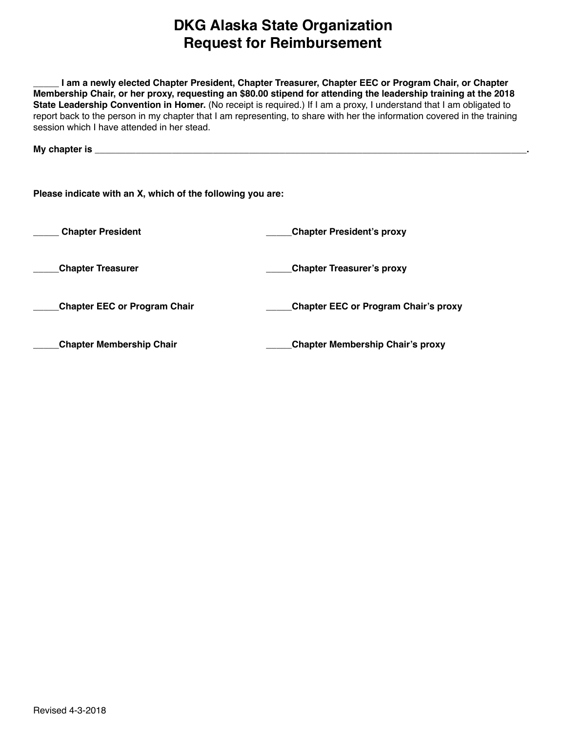# DKG Alaska State Organization
# Request for Reimbursement

_____ **I am a newly elected Chapter President, Chapter Treasurer, Chapter EEC or Program Chair, or Chapter Membership Chair, or her proxy, requesting an $80.00 stipend for attending the leadership training at the 2018 State Leadership Convention in Homer.** (No receipt is required.) If I am a proxy, I understand that I am obligated to report back to the person in my chapter that I am representing, to share with her the information covered in the training session which I have attended in her stead.

**My chapter is ______________________________________________________________________________.**

**Please indicate with an X, which of the following you are:**

_____ **Chapter President**

_____**Chapter President's proxy**

_____**Chapter Treasurer**

_____**Chapter Treasurer's proxy**

_____**Chapter EEC or Program Chair**

_____**Chapter EEC or Program Chair's proxy**

_____**Chapter Membership Chair**

_____**Chapter Membership Chair's proxy**

Revised 4-3-2018